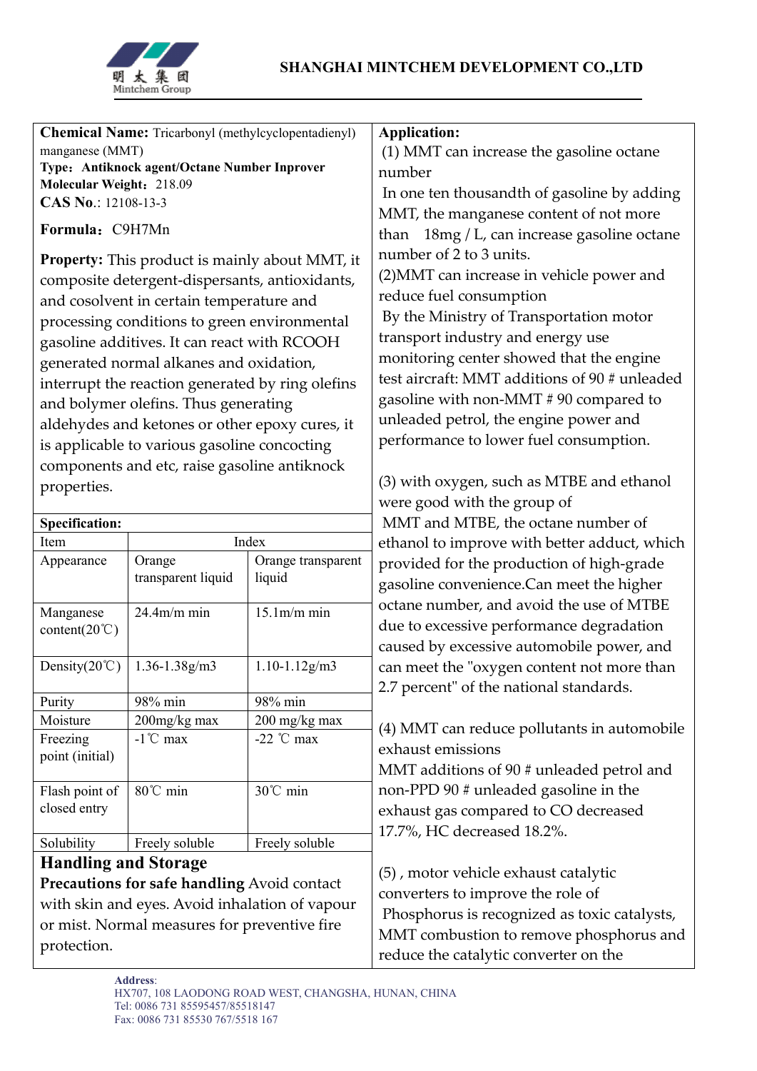# SHANGHAI MINTCHEM DEVELOPMENT CO.,LTD

**Chemical Name:** Tricarbonyl (methylcyclopentadienyl) manganese (MMT)

**Type：Antiknock agent/Octane Number Inprover**

**Molecular Weight：**218.09

**CAS No.**: 12108-13-3

**Formula：**C9H7Mn

**Property:** This product is mainly about MMT, it composite detergent-dispersants, antioxidants, and cosolvent in certain temperature and processing conditions to green environmental gasoline additives. It can react with RCOOH generated normal alkanes and oxidation, interrupt the reaction generated by ring olefins and bolymer olefins. Thus generating aldehydes and ketones or other epoxy cures, it is applicable to various gasoline concocting components and etc, raise gasoline antiknock properties.

**Specification:**

| Item | Index | |
|---|---|---|
| Appearance | Orange transparent liquid | Orange transparent liquid |
| Manganese content(20℃) | 24.4m/m min | 15.1m/m min |
| Density(20℃) | 1.36-1.38g/m3 | 1.10-1.12g/m3 |
| Purity | 98% min | 98% min |
| Moisture | 200mg/kg max | 200 mg/kg max |
| Freezing point (initial) | -1℃ max | -22 ℃ max |
| Flash point of closed entry | 80℃ min | 30℃ min |
| Solubility | Freely soluble | Freely soluble |

## Handling and Storage

**Precautions for safe handling** Avoid contact with skin and eyes. Avoid inhalation of vapour or mist. Normal measures for preventive fire protection.

**Application:**

(1) MMT can increase the gasoline octane number

In one ten thousandth of gasoline by adding MMT, the manganese content of not more than 18mg / L, can increase gasoline octane number of 2 to 3 units.

(2)MMT can increase in vehicle power and reduce fuel consumption

By the Ministry of Transportation motor transport industry and energy use monitoring center showed that the engine test aircraft: MMT additions of 90 # unleaded gasoline with non-MMT # 90 compared to unleaded petrol, the engine power and performance to lower fuel consumption.

(3) with oxygen, such as MTBE and ethanol were good with the group of MMT and MTBE, the octane number of ethanol to improve with better adduct, which provided for the production of high-grade gasoline convenience.Can meet the higher octane number, and avoid the use of MTBE due to excessive performance degradation caused by excessive automobile power, and can meet the "oxygen content not more than 2.7 percent" of the national standards.

(4) MMT can reduce pollutants in automobile exhaust emissions

MMT additions of 90 # unleaded petrol and non-PPD 90 # unleaded gasoline in the exhaust gas compared to CO decreased 17.7%, HC decreased 18.2%.

(5) , motor vehicle exhaust catalytic converters to improve the role of

Phosphorus is recognized as toxic catalysts, MMT combustion to remove phosphorus and reduce the catalytic converter on the

**Address**:
HX707, 108 LAODONG ROAD WEST, CHANGSHA, HUNAN, CHINA
Tel: 0086 731 85595457/85518147
Fax: 0086 731 85530 767/5518 167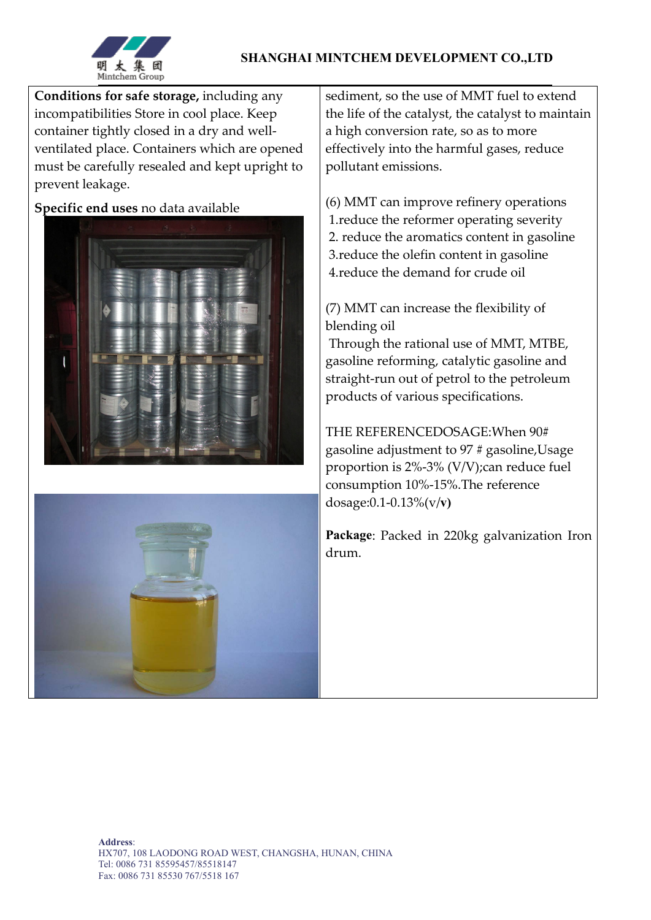**Conditions for safe storage,** including any incompatibilities Store in cool place. Keep container tightly closed in a dry and well-ventilated place. Containers which are opened must be carefully resealed and kept upright to prevent leakage.

**Specific end uses** no data available

sediment, so the use of MMT fuel to extend the life of the catalyst, the catalyst to maintain a high conversion rate, so as to more effectively into the harmful gases, reduce pollutant emissions.

(6) MMT can improve refinery operations

1.reduce the reformer operating severity
2. reduce the aromatics content in gasoline
3.reduce the olefin content in gasoline
4.reduce the demand for crude oil

(7) MMT can increase the flexibility of blending oil

Through the rational use of MMT, MTBE, gasoline reforming, catalytic gasoline and straight-run out of petrol to the petroleum products of various specifications.

THE REFERENCEDOSAGE:When 90# gasoline adjustment to 97 # gasoline,Usage proportion is 2%-3% (V/V);can reduce fuel consumption 10%-15%.The reference dosage:0.1-0.13%(v/**v)**

**Package**: Packed in 220kg galvanization Iron drum.

**Address**:
HX707, 108 LAODONG ROAD WEST, CHANGSHA, HUNAN, CHINA
Tel: 0086 731 85595457/85518147
Fax: 0086 731 85530 767/5518 167